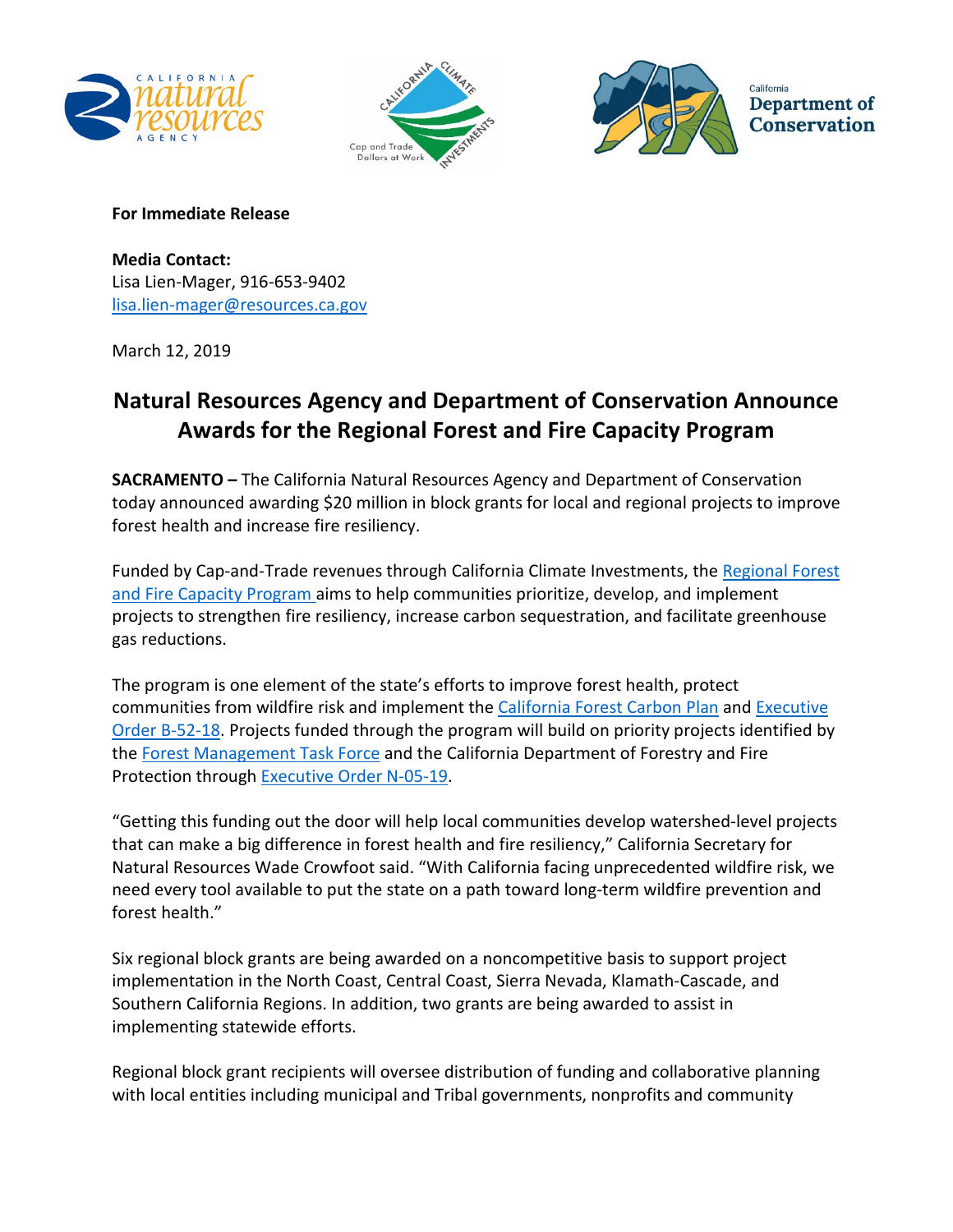**For Immediate Release**

**Media Contact:**
Lisa Lien-Mager, 916-653-9402
lisa.lien-mager@resources.ca.gov

March 12, 2019

# Natural Resources Agency and Department of Conservation Announce Awards for the Regional Forest and Fire Capacity Program

**SACRAMENTO –** The California Natural Resources Agency and Department of Conservation today announced awarding $20 million in block grants for local and regional projects to improve forest health and increase fire resiliency.

Funded by Cap-and-Trade revenues through California Climate Investments, the Regional Forest and Fire Capacity Program aims to help communities prioritize, develop, and implement projects to strengthen fire resiliency, increase carbon sequestration, and facilitate greenhouse gas reductions.

The program is one element of the state's efforts to improve forest health, protect communities from wildfire risk and implement the California Forest Carbon Plan and Executive Order B-52-18. Projects funded through the program will build on priority projects identified by the Forest Management Task Force and the California Department of Forestry and Fire Protection through Executive Order N-05-19.

"Getting this funding out the door will help local communities develop watershed-level projects that can make a big difference in forest health and fire resiliency," California Secretary for Natural Resources Wade Crowfoot said. "With California facing unprecedented wildfire risk, we need every tool available to put the state on a path toward long-term wildfire prevention and forest health."

Six regional block grants are being awarded on a noncompetitive basis to support project implementation in the North Coast, Central Coast, Sierra Nevada, Klamath-Cascade, and Southern California Regions. In addition, two grants are being awarded to assist in implementing statewide efforts.

Regional block grant recipients will oversee distribution of funding and collaborative planning with local entities including municipal and Tribal governments, nonprofits and community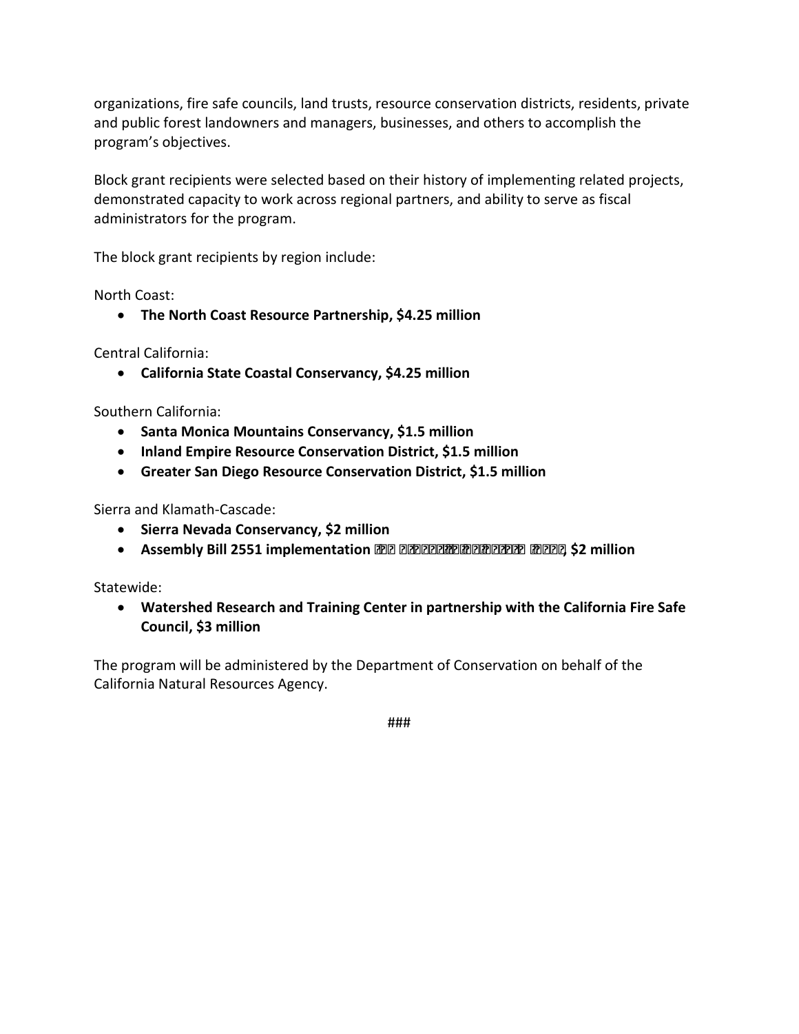organizations, fire safe councils, land trusts, resource conservation districts, residents, private and public forest landowners and managers, businesses, and others to accomplish the program's objectives.

Block grant recipients were selected based on their history of implementing related projects, demonstrated capacity to work across regional partners, and ability to serve as fiscal administrators for the program.

The block grant recipients by region include:

North Coast:

- **The North Coast Resource Partnership, $4.25 million**

Central California:

- **California State Coastal Conservancy, $4.25 million**

Southern California:

- **Santa Monica Mountains Conservancy, $1.5 million**
- **Inland Empire Resource Conservation District, $1.5 million**
- **Greater San Diego Resource Conservation District, $1.5 million**

Sierra and Klamath-Cascade:

- **Sierra Nevada Conservancy, $2 million**
- **Assembly Bill 2551 implementation ��� ������������������� �����, $2 million**

Statewide:

- **Watershed Research and Training Center in partnership with the California Fire Safe Council, $3 million**

The program will be administered by the Department of Conservation on behalf of the California Natural Resources Agency.

###